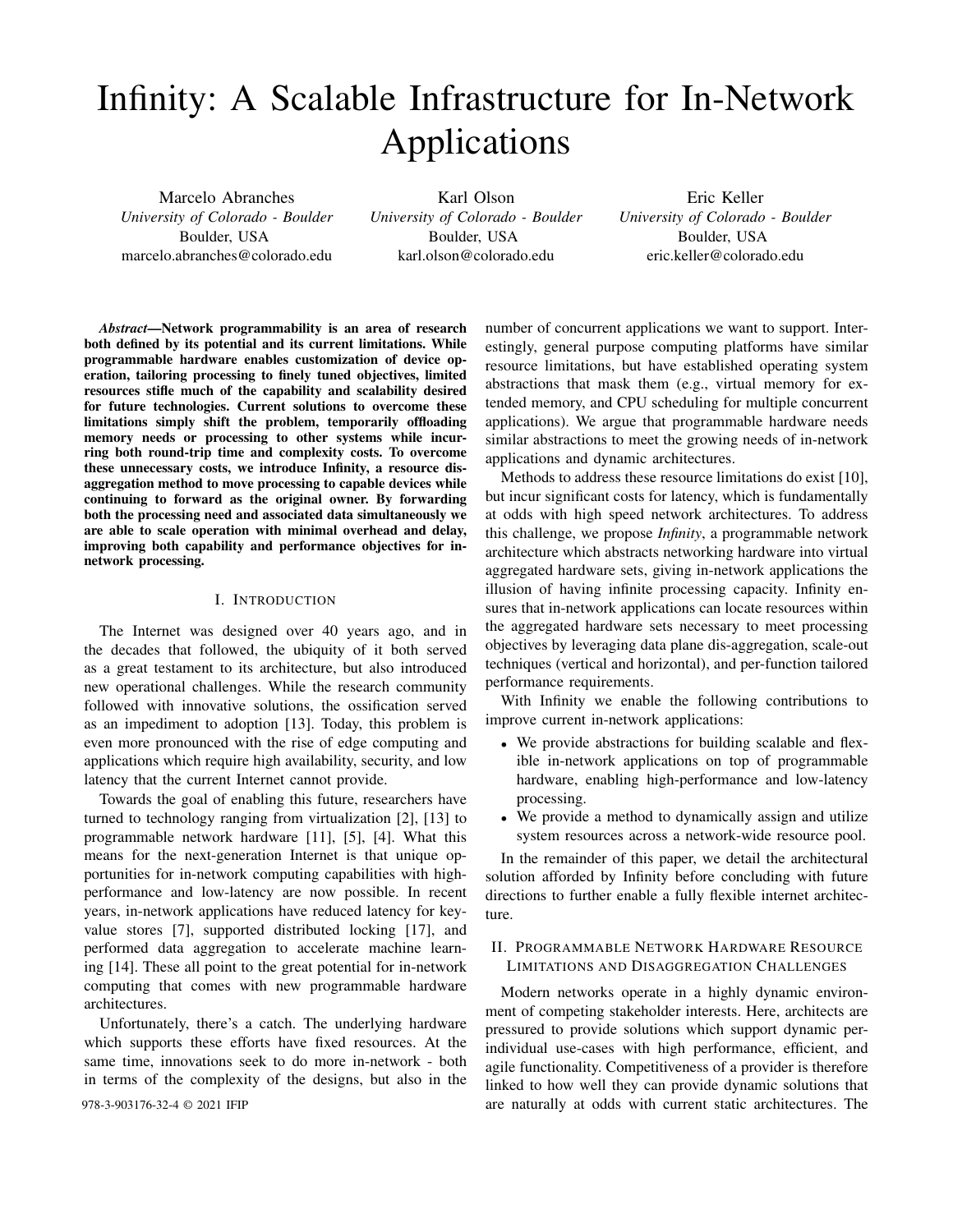# Infinity: A Scalable Infrastructure for In-Network Applications

Marcelo Abranches
*University of Colorado - Boulder*
Boulder, USA
marcelo.abranches@colorado.edu

Karl Olson
*University of Colorado - Boulder*
Boulder, USA
karl.olson@colorado.edu

Eric Keller
*University of Colorado - Boulder*
Boulder, USA
eric.keller@colorado.edu

***Abstract*—Network programmability is an area of research both defined by its potential and its current limitations. While programmable hardware enables customization of device operation, tailoring processing to finely tuned objectives, limited resources stifle much of the capability and scalability desired for future technologies. Current solutions to overcome these limitations simply shift the problem, temporarily offloading memory needs or processing to other systems while incurring both round-trip time and complexity costs. To overcome these unnecessary costs, we introduce Infinity, a resource disaggregation method to move processing to capable devices while continuing to forward as the original owner. By forwarding both the processing need and associated data simultaneously we are able to scale operation with minimal overhead and delay, improving both capability and performance objectives for in-network processing.**

## I. Introduction

The Internet was designed over 40 years ago, and in the decades that followed, the ubiquity of it both served as a great testament to its architecture, but also introduced new operational challenges. While the research community followed with innovative solutions, the ossification served as an impediment to adoption [13]. Today, this problem is even more pronounced with the rise of edge computing and applications which require high availability, security, and low latency that the current Internet cannot provide.

Towards the goal of enabling this future, researchers have turned to technology ranging from virtualization [2], [13] to programmable network hardware [11], [5], [4]. What this means for the next-generation Internet is that unique opportunities for in-network computing capabilities with high-performance and low-latency are now possible. In recent years, in-network applications have reduced latency for key-value stores [7], supported distributed locking [17], and performed data aggregation to accelerate machine learning [14]. These all point to the great potential for in-network computing that comes with new programmable hardware architectures.

Unfortunately, there's a catch. The underlying hardware which supports these efforts have fixed resources. At the same time, innovations seek to do more in-network - both in terms of the complexity of the designs, but also in the number of concurrent applications we want to support. Interestingly, general purpose computing platforms have similar resource limitations, but have established operating system abstractions that mask them (e.g., virtual memory for extended memory, and CPU scheduling for multiple concurrent applications). We argue that programmable hardware needs similar abstractions to meet the growing needs of in-network applications and dynamic architectures.

Methods to address these resource limitations do exist [10], but incur significant costs for latency, which is fundamentally at odds with high speed network architectures. To address this challenge, we propose *Infinity*, a programmable network architecture which abstracts networking hardware into virtual aggregated hardware sets, giving in-network applications the illusion of having infinite processing capacity. Infinity ensures that in-network applications can locate resources within the aggregated hardware sets necessary to meet processing objectives by leveraging data plane dis-aggregation, scale-out techniques (vertical and horizontal), and per-function tailored performance requirements.

With Infinity we enable the following contributions to improve current in-network applications:

- We provide abstractions for building scalable and flexible in-network applications on top of programmable hardware, enabling high-performance and low-latency processing.
- We provide a method to dynamically assign and utilize system resources across a network-wide resource pool.

In the remainder of this paper, we detail the architectural solution afforded by Infinity before concluding with future directions to further enable a fully flexible internet architecture.

## II. Programmable Network Hardware Resource Limitations and Disaggregation Challenges

Modern networks operate in a highly dynamic environment of competing stakeholder interests. Here, architects are pressured to provide solutions which support dynamic per-individual use-cases with high performance, efficient, and agile functionality. Competitiveness of a provider is therefore linked to how well they can provide dynamic solutions that are naturally at odds with current static architectures. The

978-3-903176-32-4 © 2021 IFIP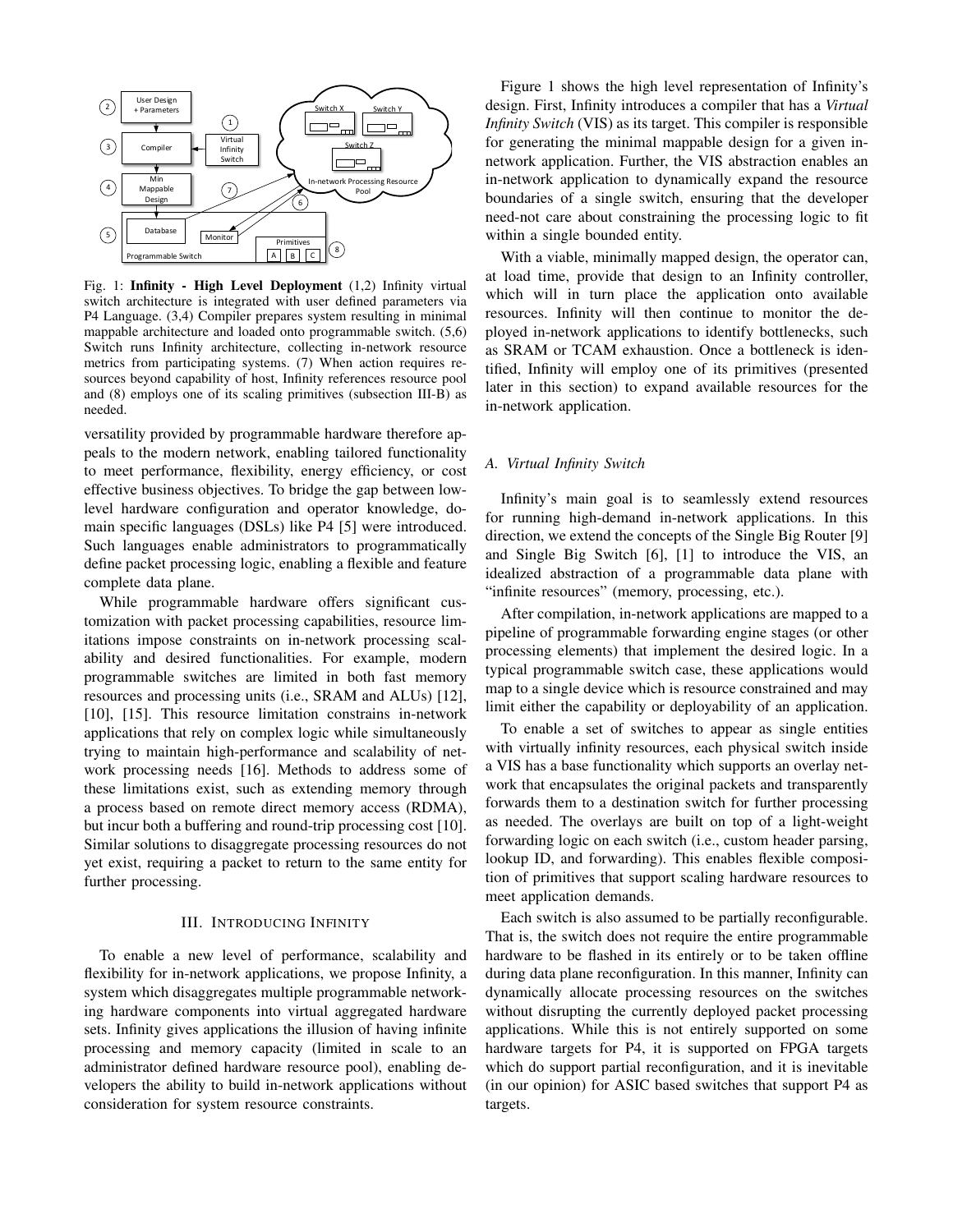Fig. 1: **Infinity - High Level Deployment** (1,2) Infinity virtual switch architecture is integrated with user defined parameters via P4 Language. (3,4) Compiler prepares system resulting in minimal mappable architecture and loaded onto programmable switch. (5,6) Switch runs Infinity architecture, collecting in-network resource metrics from participating systems. (7) When action requires resources beyond capability of host, Infinity references resource pool and (8) employs one of its scaling primitives (subsection III-B) as needed.

versatility provided by programmable hardware therefore appeals to the modern network, enabling tailored functionality to meet performance, flexibility, energy efficiency, or cost effective business objectives. To bridge the gap between low-level hardware configuration and operator knowledge, domain specific languages (DSLs) like P4 [5] were introduced. Such languages enable administrators to programmatically define packet processing logic, enabling a flexible and feature complete data plane.

While programmable hardware offers significant customization with packet processing capabilities, resource limitations impose constraints on in-network processing scalability and desired functionalities. For example, modern programmable switches are limited in both fast memory resources and processing units (i.e., SRAM and ALUs) [12], [10], [15]. This resource limitation constrains in-network applications that rely on complex logic while simultaneously trying to maintain high-performance and scalability of network processing needs [16]. Methods to address some of these limitations exist, such as extending memory through a process based on remote direct memory access (RDMA), but incur both a buffering and round-trip processing cost [10]. Similar solutions to disaggregate processing resources do not yet exist, requiring a packet to return to the same entity for further processing.

## III. Introducing Infinity

To enable a new level of performance, scalability and flexibility for in-network applications, we propose Infinity, a system which disaggregates multiple programmable networking hardware components into virtual aggregated hardware sets. Infinity gives applications the illusion of having infinite processing and memory capacity (limited in scale to an administrator defined hardware resource pool), enabling developers the ability to build in-network applications without consideration for system resource constraints.

Figure 1 shows the high level representation of Infinity's design. First, Infinity introduces a compiler that has a *Virtual Infinity Switch* (VIS) as its target. This compiler is responsible for generating the minimal mappable design for a given in-network application. Further, the VIS abstraction enables an in-network application to dynamically expand the resource boundaries of a single switch, ensuring that the developer need-not care about constraining the processing logic to fit within a single bounded entity.

With a viable, minimally mapped design, the operator can, at load time, provide that design to an Infinity controller, which will in turn place the application onto available resources. Infinity will then continue to monitor the deployed in-network applications to identify bottlenecks, such as SRAM or TCAM exhaustion. Once a bottleneck is identified, Infinity will employ one of its primitives (presented later in this section) to expand available resources for the in-network application.

### A. Virtual Infinity Switch

Infinity's main goal is to seamlessly extend resources for running high-demand in-network applications. In this direction, we extend the concepts of the Single Big Router [9] and Single Big Switch [6], [1] to introduce the VIS, an idealized abstraction of a programmable data plane with "infinite resources" (memory, processing, etc.).

After compilation, in-network applications are mapped to a pipeline of programmable forwarding engine stages (or other processing elements) that implement the desired logic. In a typical programmable switch case, these applications would map to a single device which is resource constrained and may limit either the capability or deployability of an application.

To enable a set of switches to appear as single entities with virtually infinity resources, each physical switch inside a VIS has a base functionality which supports an overlay network that encapsulates the original packets and transparently forwards them to a destination switch for further processing as needed. The overlays are built on top of a light-weight forwarding logic on each switch (i.e., custom header parsing, lookup ID, and forwarding). This enables flexible composition of primitives that support scaling hardware resources to meet application demands.

Each switch is also assumed to be partially reconfigurable. That is, the switch does not require the entire programmable hardware to be flashed in its entirely or to be taken offline during data plane reconfiguration. In this manner, Infinity can dynamically allocate processing resources on the switches without disrupting the currently deployed packet processing applications. While this is not entirely supported on some hardware targets for P4, it is supported on FPGA targets which do support partial reconfiguration, and it is inevitable (in our opinion) for ASIC based switches that support P4 as targets.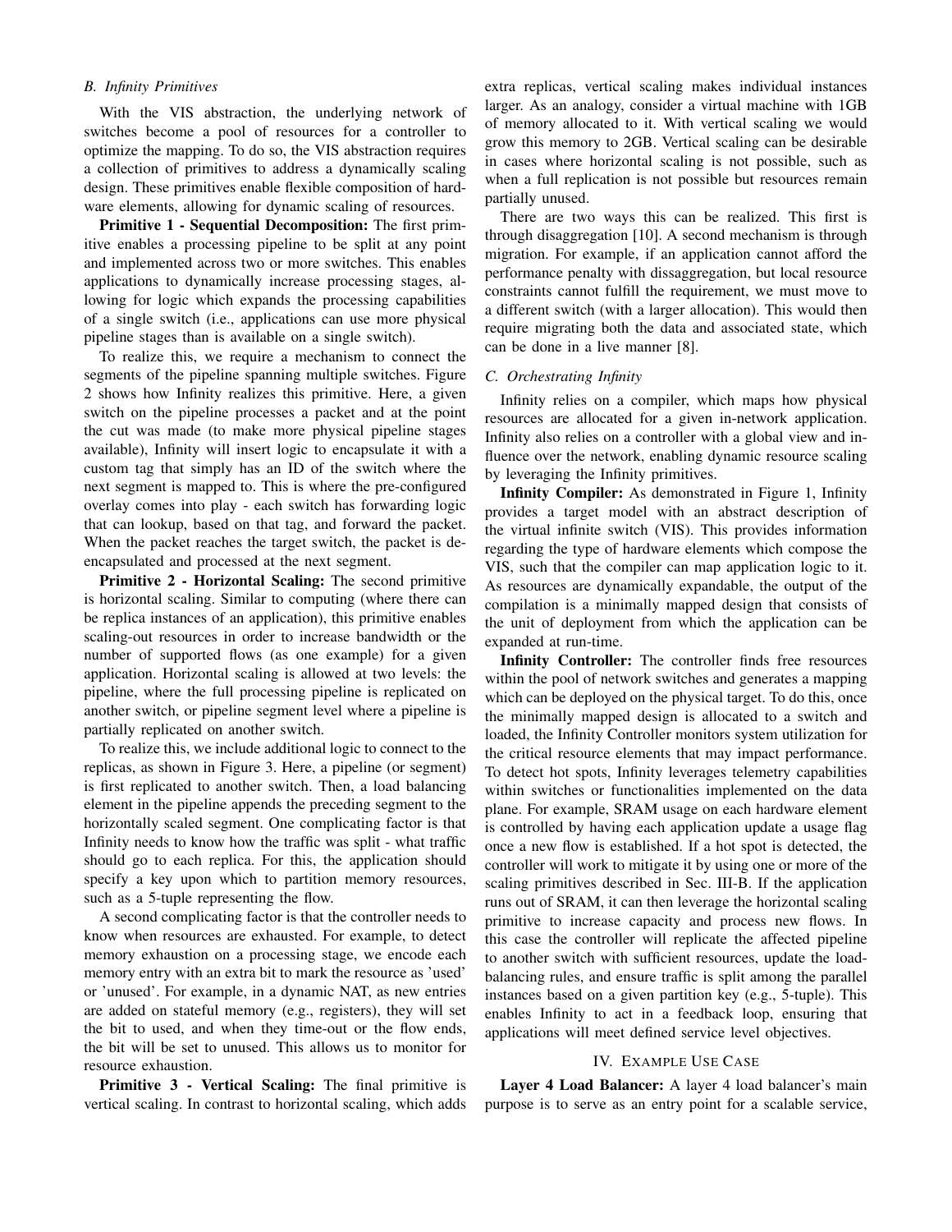### *B. Infinity Primitives*

With the VIS abstraction, the underlying network of switches become a pool of resources for a controller to optimize the mapping. To do so, the VIS abstraction requires a collection of primitives to address a dynamically scaling design. These primitives enable flexible composition of hardware elements, allowing for dynamic scaling of resources.

**Primitive 1 - Sequential Decomposition:** The first primitive enables a processing pipeline to be split at any point and implemented across two or more switches. This enables applications to dynamically increase processing stages, allowing for logic which expands the processing capabilities of a single switch (i.e., applications can use more physical pipeline stages than is available on a single switch).

To realize this, we require a mechanism to connect the segments of the pipeline spanning multiple switches. Figure 2 shows how Infinity realizes this primitive. Here, a given switch on the pipeline processes a packet and at the point the cut was made (to make more physical pipeline stages available), Infinity will insert logic to encapsulate it with a custom tag that simply has an ID of the switch where the next segment is mapped to. This is where the pre-configured overlay comes into play - each switch has forwarding logic that can lookup, based on that tag, and forward the packet. When the packet reaches the target switch, the packet is de-encapsulated and processed at the next segment.

**Primitive 2 - Horizontal Scaling:** The second primitive is horizontal scaling. Similar to computing (where there can be replica instances of an application), this primitive enables scaling-out resources in order to increase bandwidth or the number of supported flows (as one example) for a given application. Horizontal scaling is allowed at two levels: the pipeline, where the full processing pipeline is replicated on another switch, or pipeline segment level where a pipeline is partially replicated on another switch.

To realize this, we include additional logic to connect to the replicas, as shown in Figure 3. Here, a pipeline (or segment) is first replicated to another switch. Then, a load balancing element in the pipeline appends the preceding segment to the horizontally scaled segment. One complicating factor is that Infinity needs to know how the traffic was split - what traffic should go to each replica. For this, the application should specify a key upon which to partition memory resources, such as a 5-tuple representing the flow.

A second complicating factor is that the controller needs to know when resources are exhausted. For example, to detect memory exhaustion on a processing stage, we encode each memory entry with an extra bit to mark the resource as 'used' or 'unused'. For example, in a dynamic NAT, as new entries are added on stateful memory (e.g., registers), they will set the bit to used, and when they time-out or the flow ends, the bit will be set to unused. This allows us to monitor for resource exhaustion.

**Primitive 3 - Vertical Scaling:** The final primitive is vertical scaling. In contrast to horizontal scaling, which adds extra replicas, vertical scaling makes individual instances larger. As an analogy, consider a virtual machine with 1GB of memory allocated to it. With vertical scaling we would grow this memory to 2GB. Vertical scaling can be desirable in cases where horizontal scaling is not possible, such as when a full replication is not possible but resources remain partially unused.

There are two ways this can be realized. This first is through disaggregation [10]. A second mechanism is through migration. For example, if an application cannot afford the performance penalty with dissaggregation, but local resource constraints cannot fulfill the requirement, we must move to a different switch (with a larger allocation). This would then require migrating both the data and associated state, which can be done in a live manner [8].

### *C. Orchestrating Infinity*

Infinity relies on a compiler, which maps how physical resources are allocated for a given in-network application. Infinity also relies on a controller with a global view and influence over the network, enabling dynamic resource scaling by leveraging the Infinity primitives.

**Infinity Compiler:** As demonstrated in Figure 1, Infinity provides a target model with an abstract description of the virtual infinite switch (VIS). This provides information regarding the type of hardware elements which compose the VIS, such that the compiler can map application logic to it. As resources are dynamically expandable, the output of the compilation is a minimally mapped design that consists of the unit of deployment from which the application can be expanded at run-time.

**Infinity Controller:** The controller finds free resources within the pool of network switches and generates a mapping which can be deployed on the physical target. To do this, once the minimally mapped design is allocated to a switch and loaded, the Infinity Controller monitors system utilization for the critical resource elements that may impact performance. To detect hot spots, Infinity leverages telemetry capabilities within switches or functionalities implemented on the data plane. For example, SRAM usage on each hardware element is controlled by having each application update a usage flag once a new flow is established. If a hot spot is detected, the controller will work to mitigate it by using one or more of the scaling primitives described in Sec. III-B. If the application runs out of SRAM, it can then leverage the horizontal scaling primitive to increase capacity and process new flows. In this case the controller will replicate the affected pipeline to another switch with sufficient resources, update the load-balancing rules, and ensure traffic is split among the parallel instances based on a given partition key (e.g., 5-tuple). This enables Infinity to act in a feedback loop, ensuring that applications will meet defined service level objectives.

## IV. Example Use Case

**Layer 4 Load Balancer:** A layer 4 load balancer's main purpose is to serve as an entry point for a scalable service,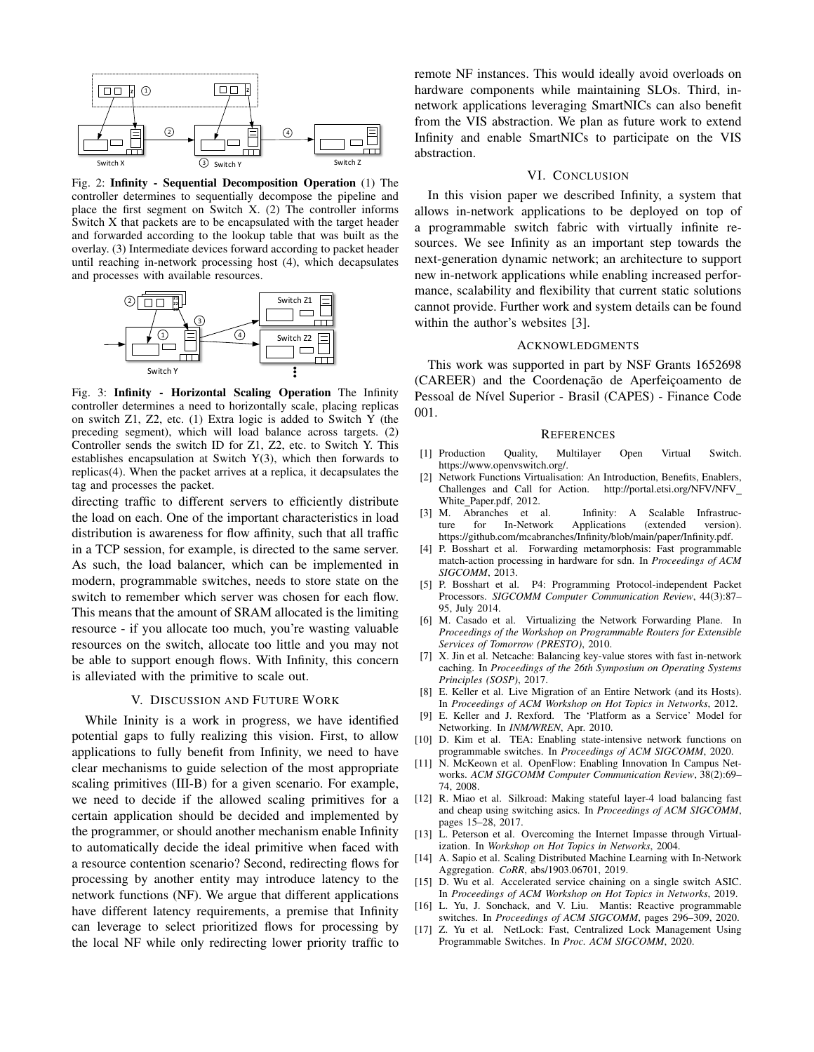Switch X

Switch Y

Switch Z

Fig. 2: **Infinity - Sequential Decomposition Operation** (1) The controller determines to sequentially decompose the pipeline and place the first segment on Switch X. (2) The controller informs Switch X that packets are to be encapsulated with the target header and forwarded according to the lookup table that was built as the overlay. (3) Intermediate devices forward according to packet header until reaching in-network processing host (4), which decapsulates and processes with available resources.

Switch Z1

Switch Z2

Switch Y

Fig. 3: **Infinity - Horizontal Scaling Operation** The Infinity controller determines a need to horizontally scale, placing replicas on switch Z1, Z2, etc. (1) Extra logic is added to Switch Y (the preceding segment), which will load balance across targets. (2) Controller sends the switch ID for Z1, Z2, etc. to Switch Y. This establishes encapsulation at Switch Y(3), which then forwards to replicas(4). When the packet arrives at a replica, it decapsulates the tag and processes the packet.

directing traffic to different servers to efficiently distribute the load on each. One of the important characteristics in load distribution is awareness for flow affinity, such that all traffic in a TCP session, for example, is directed to the same server. As such, the load balancer, which can be implemented in modern, programmable switches, needs to store state on the switch to remember which server was chosen for each flow. This means that the amount of SRAM allocated is the limiting resource - if you allocate too much, you're wasting valuable resources on the switch, allocate too little and you may not be able to support enough flows. With Infinity, this concern is alleviated with the primitive to scale out.

## V. Discussion and Future Work

While Ininity is a work in progress, we have identified potential gaps to fully realizing this vision. First, to allow applications to fully benefit from Infinity, we need to have clear mechanisms to guide selection of the most appropriate scaling primitives (III-B) for a given scenario. For example, we need to decide if the allowed scaling primitives for a certain application should be decided and implemented by the programmer, or should another mechanism enable Infinity to automatically decide the ideal primitive when faced with a resource contention scenario? Second, redirecting flows for processing by another entity may introduce latency to the network functions (NF). We argue that different applications have different latency requirements, a premise that Infinity can leverage to select prioritized flows for processing by the local NF while only redirecting lower priority traffic to remote NF instances. This would ideally avoid overloads on hardware components while maintaining SLOs. Third, in-network applications leveraging SmartNICs can also benefit from the VIS abstraction. We plan as future work to extend Infinity and enable SmartNICs to participate on the VIS abstraction.

## VI. Conclusion

In this vision paper we described Infinity, a system that allows in-network applications to be deployed on top of a programmable switch fabric with virtually infinite resources. We see Infinity as an important step towards the next-generation dynamic network; an architecture to support new in-network applications while enabling increased performance, scalability and flexibility that current static solutions cannot provide. Further work and system details can be found within the author's websites [3].

## Acknowledgments

This work was supported in part by NSF Grants 1652698 (CAREER) and the Coordenação de Aperfeiçoamento de Pessoal de Nível Superior - Brasil (CAPES) - Finance Code 001.

## References

[1] Production Quality, Multilayer Open Virtual Switch. https://www.openvswitch.org/.

[2] Network Functions Virtualisation: An Introduction, Benefits, Enablers, Challenges and Call for Action. http://portal.etsi.org/NFV/NFV_White_Paper.pdf, 2012.

[3] M. Abranches et al. Infinity: A Scalable Infrastructure for In-Network Applications (extended version). https://github.com/mcabranches/Infinity/blob/main/paper/Infinity.pdf.

[4] P. Bosshart et al. Forwarding metamorphosis: Fast programmable match-action processing in hardware for sdn. In *Proceedings of ACM SIGCOMM*, 2013.

[5] P. Bosshart et al. P4: Programming Protocol-independent Packet Processors. *SIGCOMM Computer Communication Review*, 44(3):87–95, July 2014.

[6] M. Casado et al. Virtualizing the Network Forwarding Plane. In *Proceedings of the Workshop on Programmable Routers for Extensible Services of Tomorrow (PRESTO)*, 2010.

[7] X. Jin et al. Netcache: Balancing key-value stores with fast in-network caching. In *Proceedings of the 26th Symposium on Operating Systems Principles (SOSP)*, 2017.

[8] E. Keller et al. Live Migration of an Entire Network (and its Hosts). In *Proceedings of ACM Workshop on Hot Topics in Networks*, 2012.

[9] E. Keller and J. Rexford. The 'Platform as a Service' Model for Networking. In *INM/WREN*, Apr. 2010.

[10] D. Kim et al. TEA: Enabling state-intensive network functions on programmable switches. In *Proceedings of ACM SIGCOMM*, 2020.

[11] N. McKeown et al. OpenFlow: Enabling Innovation In Campus Networks. *ACM SIGCOMM Computer Communication Review*, 38(2):69–74, 2008.

[12] R. Miao et al. Silkroad: Making stateful layer-4 load balancing fast and cheap using switching asics. In *Proceedings of ACM SIGCOMM*, pages 15–28, 2017.

[13] L. Peterson et al. Overcoming the Internet Impasse through Virtualization. In *Workshop on Hot Topics in Networks*, 2004.

[14] A. Sapio et al. Scaling Distributed Machine Learning with In-Network Aggregation. *CoRR*, abs/1903.06701, 2019.

[15] D. Wu et al. Accelerated service chaining on a single switch ASIC. In *Proceedings of ACM Workshop on Hot Topics in Networks*, 2019.

[16] L. Yu, J. Sonchack, and V. Liu. Mantis: Reactive programmable switches. In *Proceedings of ACM SIGCOMM*, pages 296–309, 2020.

[17] Z. Yu et al. NetLock: Fast, Centralized Lock Management Using Programmable Switches. In *Proc. ACM SIGCOMM*, 2020.